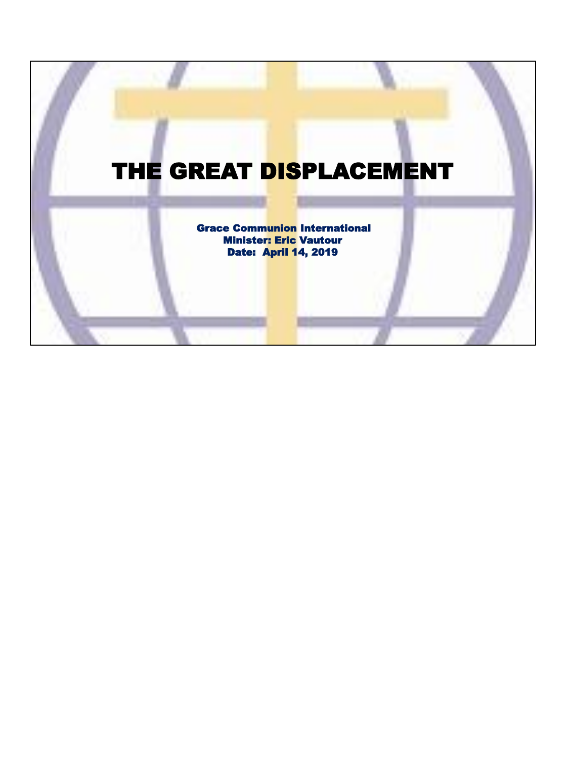# THE GREAT DISPLACEMENT

**Grace Communion International**
**Minister: Eric Vautour**
**Date: April 14, 2019**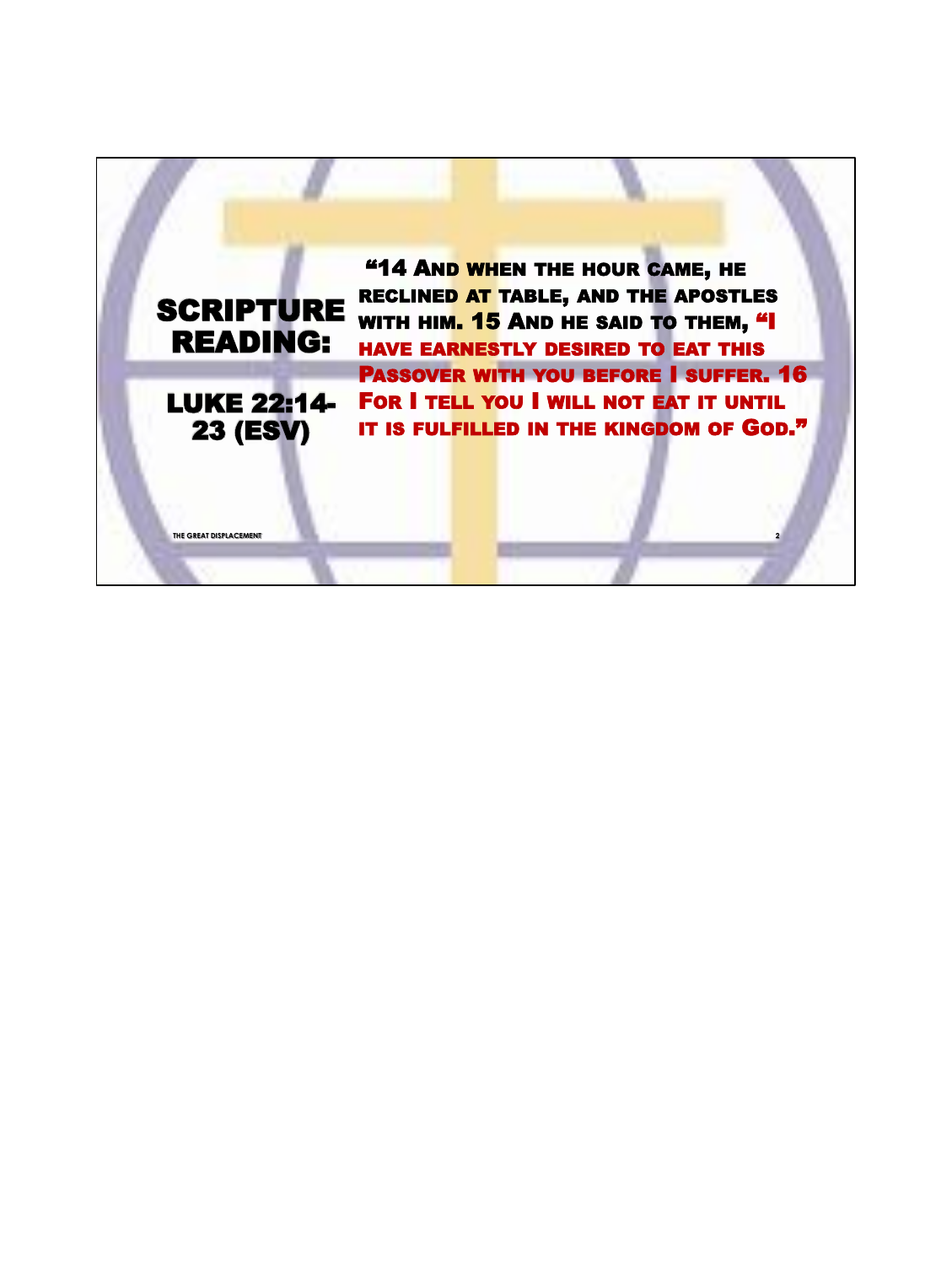# SCRIPTURE READING:

## LUKE 22:14-23 (ESV)

"14 And when the hour came, he reclined at table, and the apostles with him. 15 And he said to them, "I have earnestly desired to eat this Passover with you before I suffer. 16 For I tell you I will not eat it until it is fulfilled in the kingdom of God."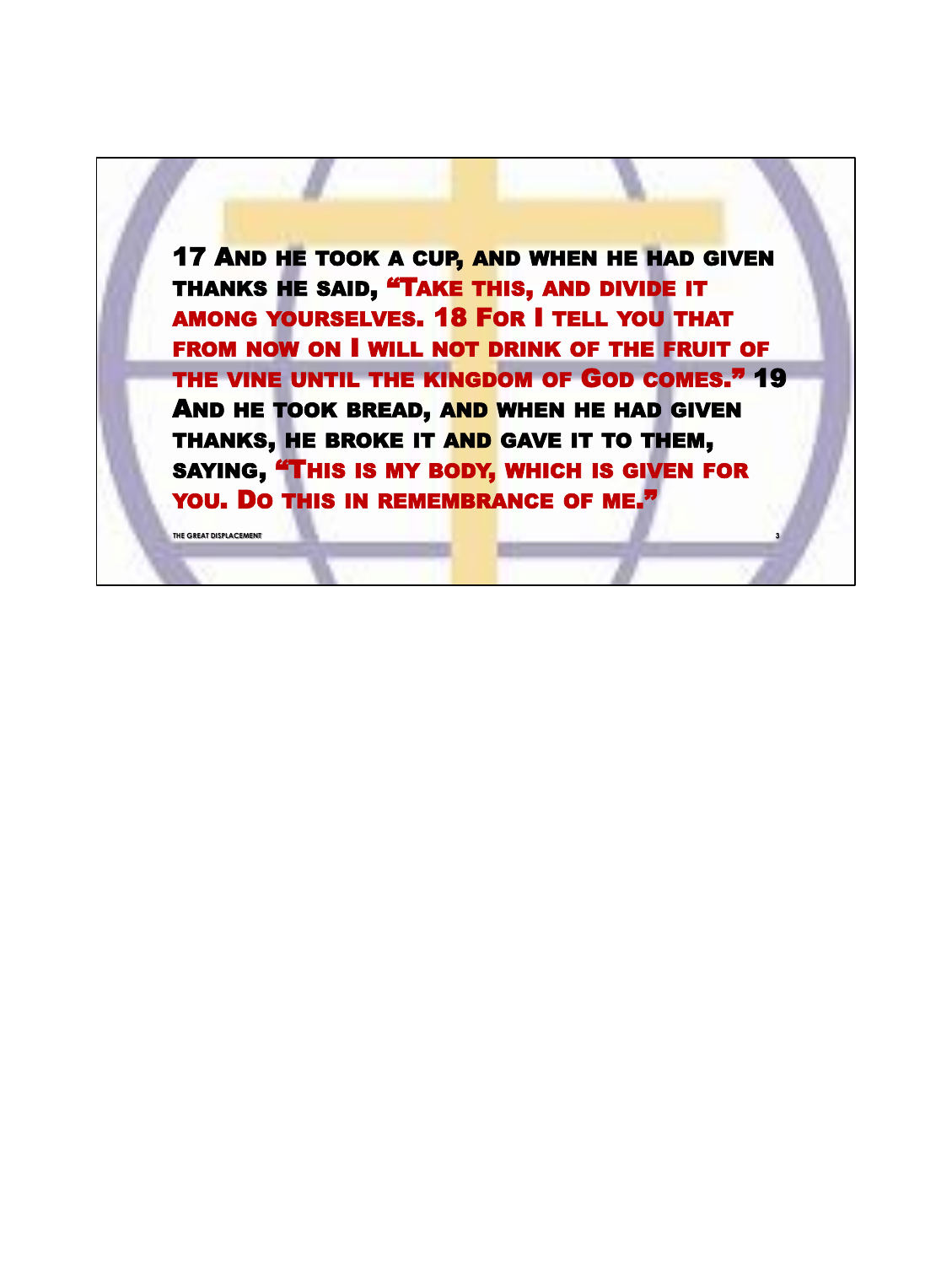17 And he took a cup, and when he had given thanks he said, "Take this, and divide it among yourselves. 18 For I tell you that from now on I will not drink of the fruit of the vine until the kingdom of God comes." 19 And he took bread, and when he had given thanks, he broke it and gave it to them, saying, "This is my body, which is given for you. Do this in remembrance of me."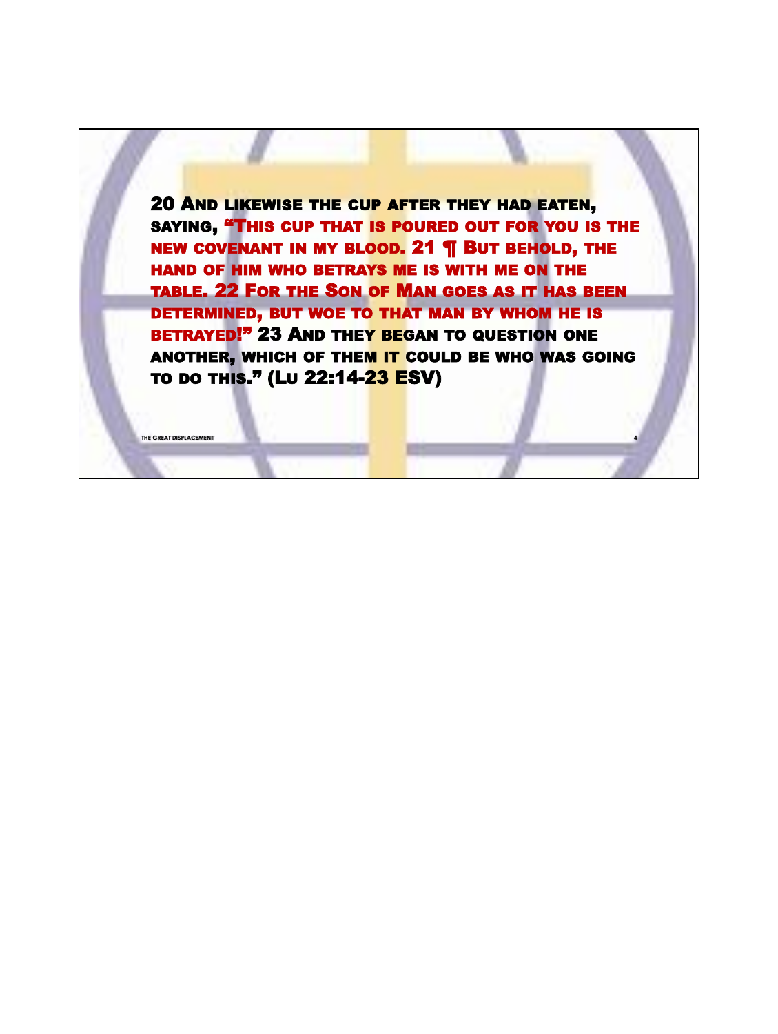20 And likewise the cup after they had eaten, saying, "This cup that is poured out for you is the new covenant in my blood. 21 ¶ But behold, the hand of him who betrays me is with me on the table. 22 For the Son of Man goes as it has been determined, but woe to that man by whom he is betrayed!" 23 And they began to question one another, which of them it could be who was going to do this." (Lu 22:14-23 ESV)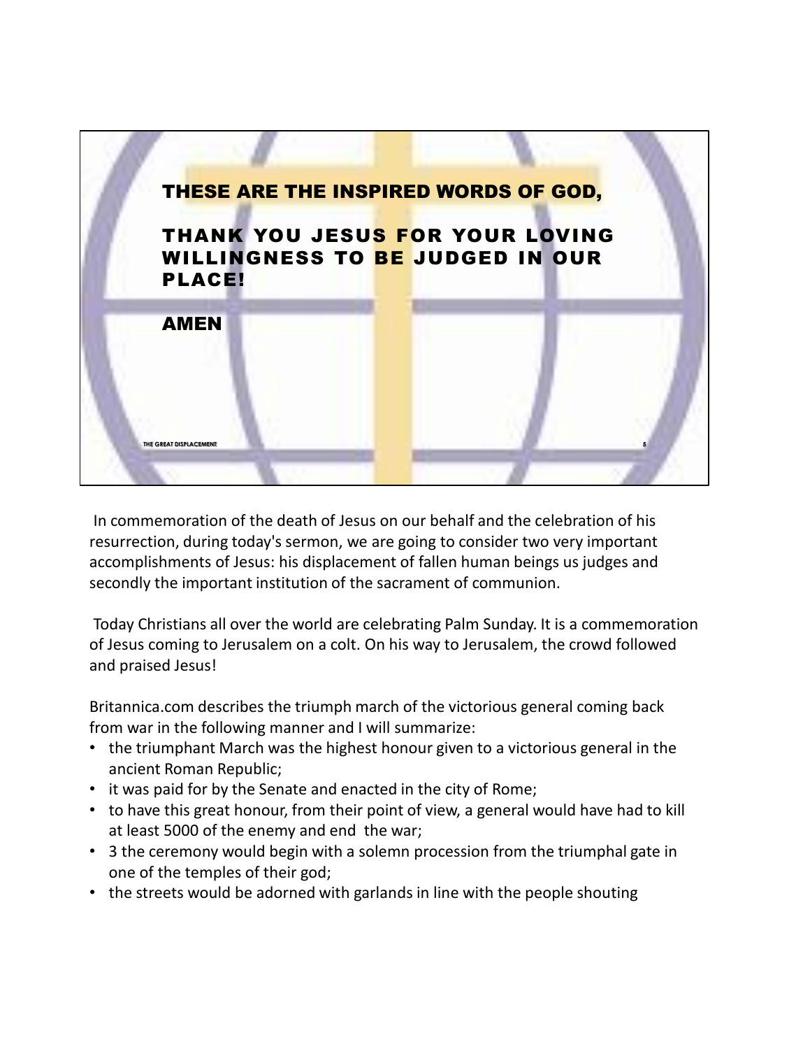**THESE ARE THE INSPIRED WORDS OF GOD,**

**THANK YOU JESUS FOR YOUR LOVING WILLINGNESS TO BE JUDGED IN OUR PLACE!**

**AMEN**

In commemoration of the death of Jesus on our behalf and the celebration of his resurrection, during today's sermon, we are going to consider two very important accomplishments of Jesus: his displacement of fallen human beings us judges and secondly the important institution of the sacrament of communion.

Today Christians all over the world are celebrating Palm Sunday. It is a commemoration of Jesus coming to Jerusalem on a colt. On his way to Jerusalem, the crowd followed and praised Jesus!

Britannica.com describes the triumph march of the victorious general coming back from war in the following manner and I will summarize:

- the triumphant March was the highest honour given to a victorious general in the ancient Roman Republic;
- it was paid for by the Senate and enacted in the city of Rome;
- to have this great honour, from their point of view, a general would have had to kill at least 5000 of the enemy and end the war;
- 3 the ceremony would begin with a solemn procession from the triumphal gate in one of the temples of their god;
- the streets would be adorned with garlands in line with the people shouting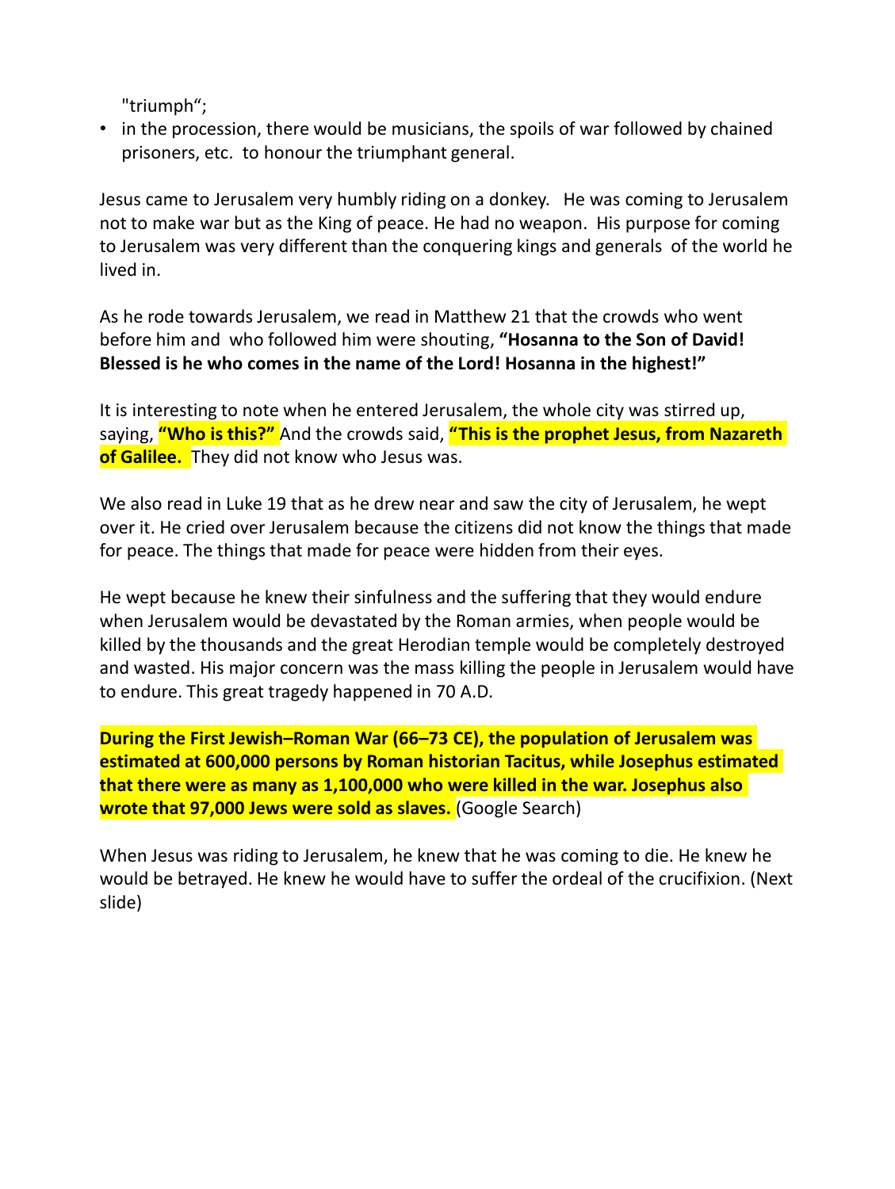"triumph";

- in the procession, there would be musicians, the spoils of war followed by chained prisoners, etc. to honour the triumphant general.

Jesus came to Jerusalem very humbly riding on a donkey. He was coming to Jerusalem not to make war but as the King of peace. He had no weapon. His purpose for coming to Jerusalem was very different than the conquering kings and generals of the world he lived in.

As he rode towards Jerusalem, we read in Matthew 21 that the crowds who went before him and who followed him were shouting, **"Hosanna to the Son of David! Blessed is he who comes in the name of the Lord! Hosanna in the highest!"**

It is interesting to note when he entered Jerusalem, the whole city was stirred up, saying, **"Who is this?"** And the crowds said, **"This is the prophet Jesus, from Nazareth of Galilee.** They did not know who Jesus was.

We also read in Luke 19 that as he drew near and saw the city of Jerusalem, he wept over it. He cried over Jerusalem because the citizens did not know the things that made for peace. The things that made for peace were hidden from their eyes.

He wept because he knew their sinfulness and the suffering that they would endure when Jerusalem would be devastated by the Roman armies, when people would be killed by the thousands and the great Herodian temple would be completely destroyed and wasted. His major concern was the mass killing the people in Jerusalem would have to endure. This great tragedy happened in 70 A.D.

**During the First Jewish–Roman War (66–73 CE), the population of Jerusalem was estimated at 600,000 persons by Roman historian Tacitus, while Josephus estimated that there were as many as 1,100,000 who were killed in the war. Josephus also wrote that 97,000 Jews were sold as slaves.** (Google Search)

When Jesus was riding to Jerusalem, he knew that he was coming to die. He knew he would be betrayed. He knew he would have to suffer the ordeal of the crucifixion. (Next slide)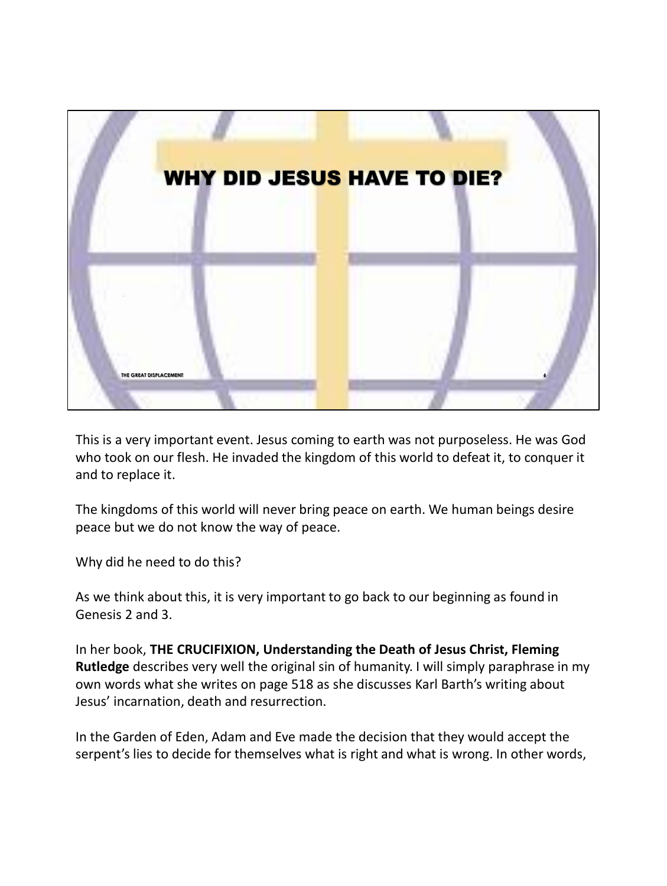# WHY DID JESUS HAVE TO DIE?

This is a very important event. Jesus coming to earth was not purposeless. He was God who took on our flesh. He invaded the kingdom of this world to defeat it, to conquer it and to replace it.

The kingdoms of this world will never bring peace on earth. We human beings desire peace but we do not know the way of peace.

Why did he need to do this?

As we think about this, it is very important to go back to our beginning as found in Genesis 2 and 3.

In her book, **THE CRUCIFIXION, Understanding the Death of Jesus Christ, Fleming Rutledge** describes very well the original sin of humanity. I will simply paraphrase in my own words what she writes on page 518 as she discusses Karl Barth's writing about Jesus' incarnation, death and resurrection.

In the Garden of Eden, Adam and Eve made the decision that they would accept the serpent's lies to decide for themselves what is right and what is wrong. In other words,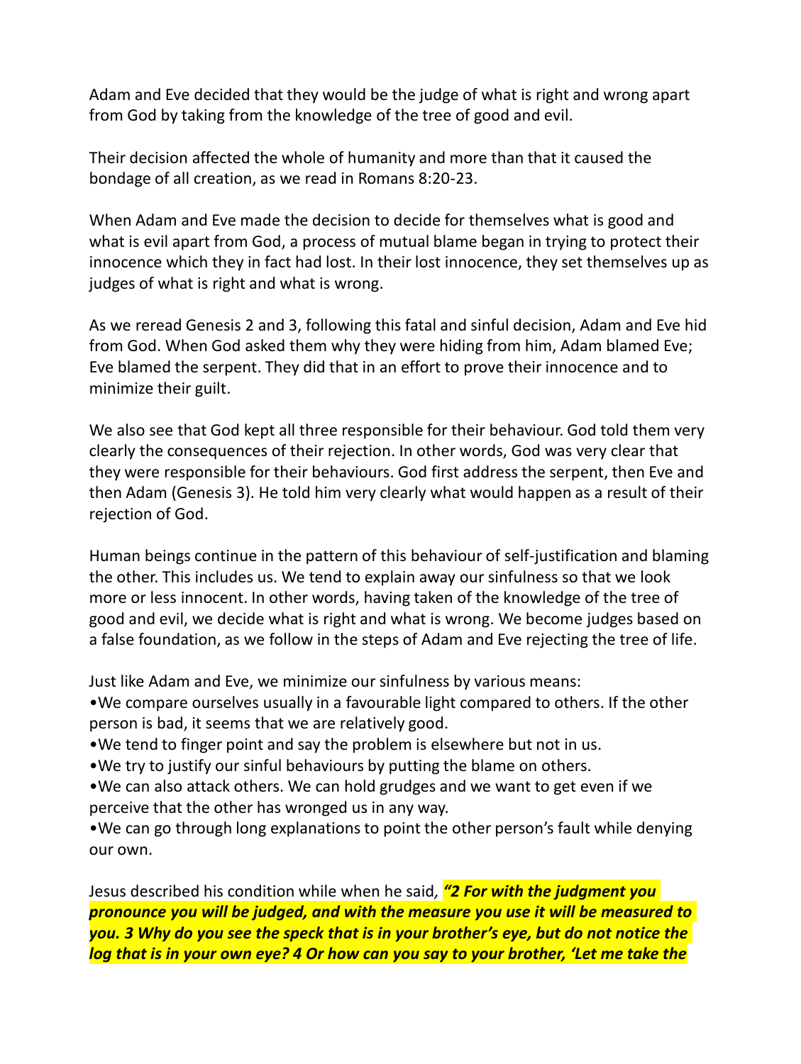Adam and Eve decided that they would be the judge of what is right and wrong apart from God by taking from the knowledge of the tree of good and evil.

Their decision affected the whole of humanity and more than that it caused the bondage of all creation, as we read in Romans 8:20-23.

When Adam and Eve made the decision to decide for themselves what is good and what is evil apart from God, a process of mutual blame began in trying to protect their innocence which they in fact had lost. In their lost innocence, they set themselves up as judges of what is right and what is wrong.

As we reread Genesis 2 and 3, following this fatal and sinful decision, Adam and Eve hid from God. When God asked them why they were hiding from him, Adam blamed Eve; Eve blamed the serpent. They did that in an effort to prove their innocence and to minimize their guilt.

We also see that God kept all three responsible for their behaviour. God told them very clearly the consequences of their rejection. In other words, God was very clear that they were responsible for their behaviours. God first address the serpent, then Eve and then Adam (Genesis 3). He told him very clearly what would happen as a result of their rejection of God.

Human beings continue in the pattern of this behaviour of self-justification and blaming the other. This includes us. We tend to explain away our sinfulness so that we look more or less innocent. In other words, having taken of the knowledge of the tree of good and evil, we decide what is right and what is wrong. We become judges based on a false foundation, as we follow in the steps of Adam and Eve rejecting the tree of life.

Just like Adam and Eve, we minimize our sinfulness by various means:

- We compare ourselves usually in a favourable light compared to others. If the other person is bad, it seems that we are relatively good.
- We tend to finger point and say the problem is elsewhere but not in us.
- We try to justify our sinful behaviours by putting the blame on others.
- We can also attack others. We can hold grudges and we want to get even if we perceive that the other has wronged us in any way.
- We can go through long explanations to point the other person's fault while denying our own.

Jesus described his condition while when he said, ***"2 For with the judgment you pronounce you will be judged, and with the measure you use it will be measured to you. 3 Why do you see the speck that is in your brother's eye, but do not notice the log that is in your own eye? 4 Or how can you say to your brother, 'Let me take the***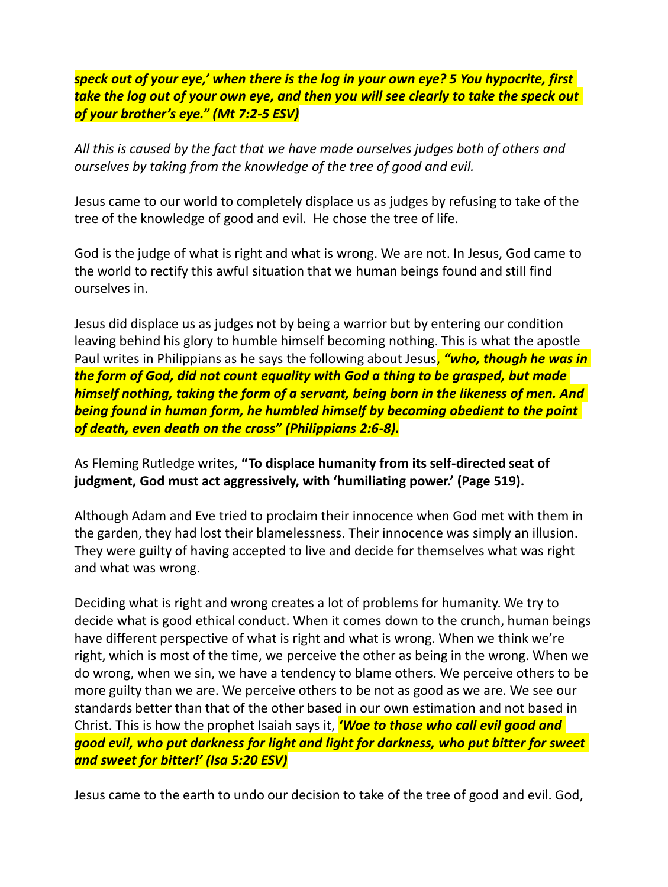*speck out of your eye,' when there is the log in your own eye? 5 You hypocrite, first take the log out of your own eye, and then you will see clearly to take the speck out of your brother's eye." (Mt 7:2-5 ESV)*

*All this is caused by the fact that we have made ourselves judges both of others and ourselves by taking from the knowledge of the tree of good and evil.*

Jesus came to our world to completely displace us as judges by refusing to take of the tree of the knowledge of good and evil. He chose the tree of life.

God is the judge of what is right and what is wrong. We are not. In Jesus, God came to the world to rectify this awful situation that we human beings found and still find ourselves in.

Jesus did displace us as judges not by being a warrior but by entering our condition leaving behind his glory to humble himself becoming nothing. This is what the apostle Paul writes in Philippians as he says the following about Jesus, ***"who, though he was in the form of God, did not count equality with God a thing to be grasped, but made himself nothing, taking the form of a servant, being born in the likeness of men. And being found in human form, he humbled himself by becoming obedient to the point of death, even death on the cross" (Philippians 2:6-8).***

As Fleming Rutledge writes, **"To displace humanity from its self-directed seat of judgment, God must act aggressively, with 'humiliating power.' (Page 519).**

Although Adam and Eve tried to proclaim their innocence when God met with them in the garden, they had lost their blamelessness. Their innocence was simply an illusion. They were guilty of having accepted to live and decide for themselves what was right and what was wrong.

Deciding what is right and wrong creates a lot of problems for humanity. We try to decide what is good ethical conduct. When it comes down to the crunch, human beings have different perspective of what is right and what is wrong. When we think we're right, which is most of the time, we perceive the other as being in the wrong. When we do wrong, when we sin, we have a tendency to blame others. We perceive others to be more guilty than we are. We perceive others to be not as good as we are. We see our standards better than that of the other based in our own estimation and not based in Christ. This is how the prophet Isaiah says it, ***'Woe to those who call evil good and good evil, who put darkness for light and light for darkness, who put bitter for sweet and sweet for bitter!' (Isa 5:20 ESV)***

Jesus came to the earth to undo our decision to take of the tree of good and evil. God,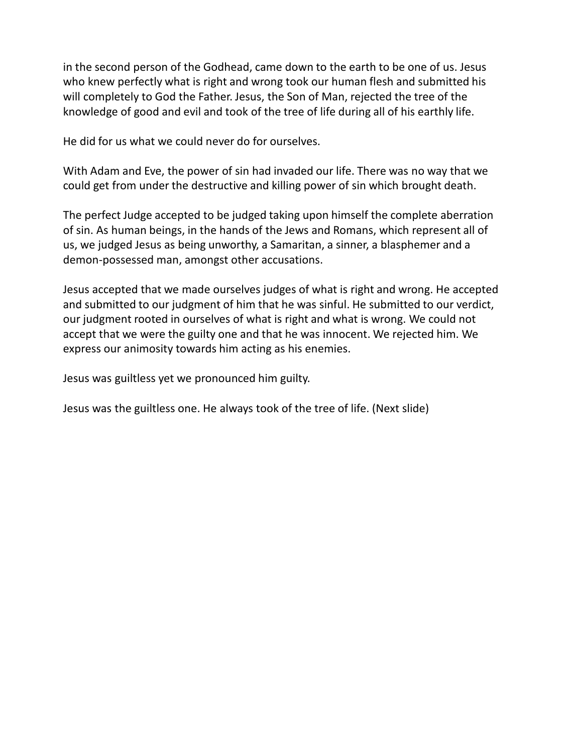in the second person of the Godhead, came down to the earth to be one of us. Jesus who knew perfectly what is right and wrong took our human flesh and submitted his will completely to God the Father. Jesus, the Son of Man, rejected the tree of the knowledge of good and evil and took of the tree of life during all of his earthly life.

He did for us what we could never do for ourselves.

With Adam and Eve, the power of sin had invaded our life. There was no way that we could get from under the destructive and killing power of sin which brought death.

The perfect Judge accepted to be judged taking upon himself the complete aberration of sin. As human beings, in the hands of the Jews and Romans, which represent all of us, we judged Jesus as being unworthy, a Samaritan, a sinner, a blasphemer and a demon-possessed man, amongst other accusations.

Jesus accepted that we made ourselves judges of what is right and wrong. He accepted and submitted to our judgment of him that he was sinful. He submitted to our verdict, our judgment rooted in ourselves of what is right and what is wrong. We could not accept that we were the guilty one and that he was innocent. We rejected him. We express our animosity towards him acting as his enemies.

Jesus was guiltless yet we pronounced him guilty.

Jesus was the guiltless one. He always took of the tree of life. (Next slide)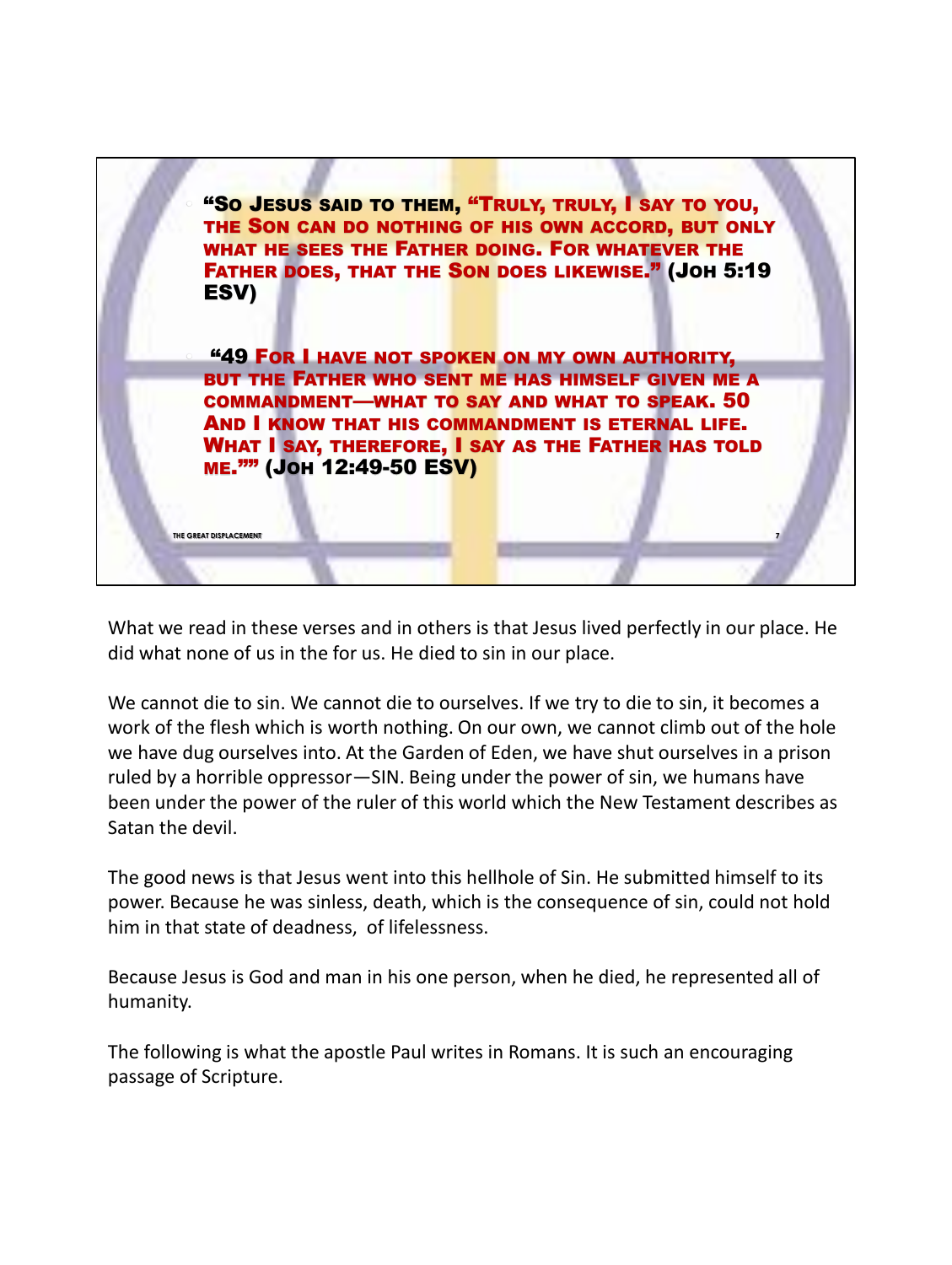"So Jesus said to them, "Truly, truly, I say to you, the Son can do nothing of his own accord, but only what he sees the Father doing. For whatever the Father does, that the Son does likewise." (Joh 5:19 ESV)

"49 For I have not spoken on my own authority, but the Father who sent me has himself given me a commandment—what to say and what to speak. 50 And I know that his commandment is eternal life. What I say, therefore, I say as the Father has told me."" (Joh 12:49-50 ESV)

What we read in these verses and in others is that Jesus lived perfectly in our place. He did what none of us in the for us. He died to sin in our place.

We cannot die to sin. We cannot die to ourselves. If we try to die to sin, it becomes a work of the flesh which is worth nothing. On our own, we cannot climb out of the hole we have dug ourselves into. At the Garden of Eden, we have shut ourselves in a prison ruled by a horrible oppressor—SIN. Being under the power of sin, we humans have been under the power of the ruler of this world which the New Testament describes as Satan the devil.

The good news is that Jesus went into this hellhole of Sin. He submitted himself to its power. Because he was sinless, death, which is the consequence of sin, could not hold him in that state of deadness, of lifelessness.

Because Jesus is God and man in his one person, when he died, he represented all of humanity.

The following is what the apostle Paul writes in Romans. It is such an encouraging passage of Scripture.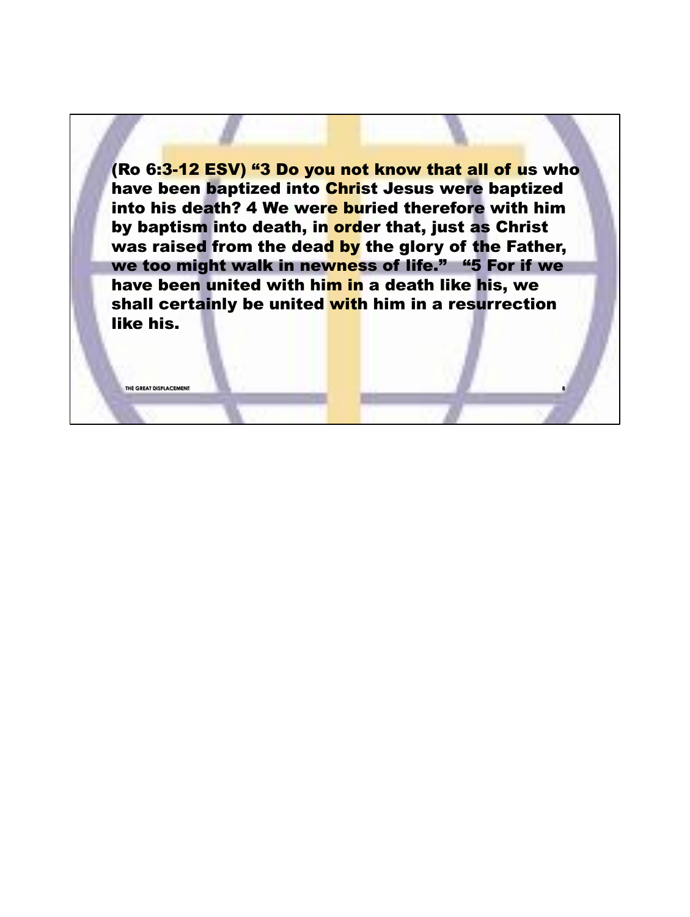**(Ro 6:3-12 ESV) “3 Do you not know that all of us who have been baptized into Christ Jesus were baptized into his death? 4 We were buried therefore with him by baptism into death, in order that, just as Christ was raised from the dead by the glory of the Father, we too might walk in newness of life.” “5 For if we have been united with him in a death like his, we shall certainly be united with him in a resurrection like his.**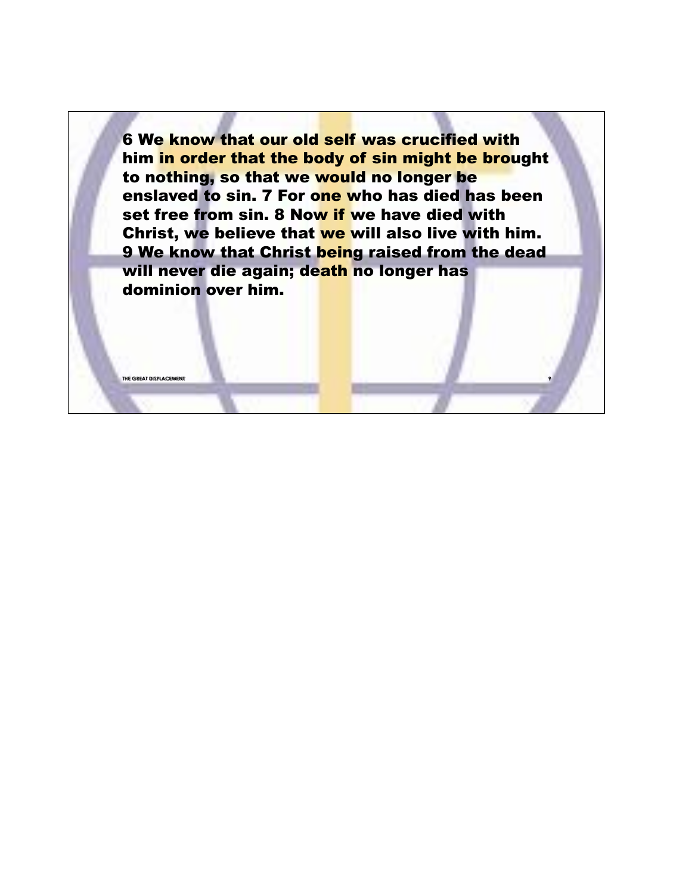**6 We know that our old self was crucified with him in order that the body of sin might be brought to nothing, so that we would no longer be enslaved to sin. 7 For one who has died has been set free from sin. 8 Now if we have died with Christ, we believe that we will also live with him. 9 We know that Christ being raised from the dead will never die again; death no longer has dominion over him.**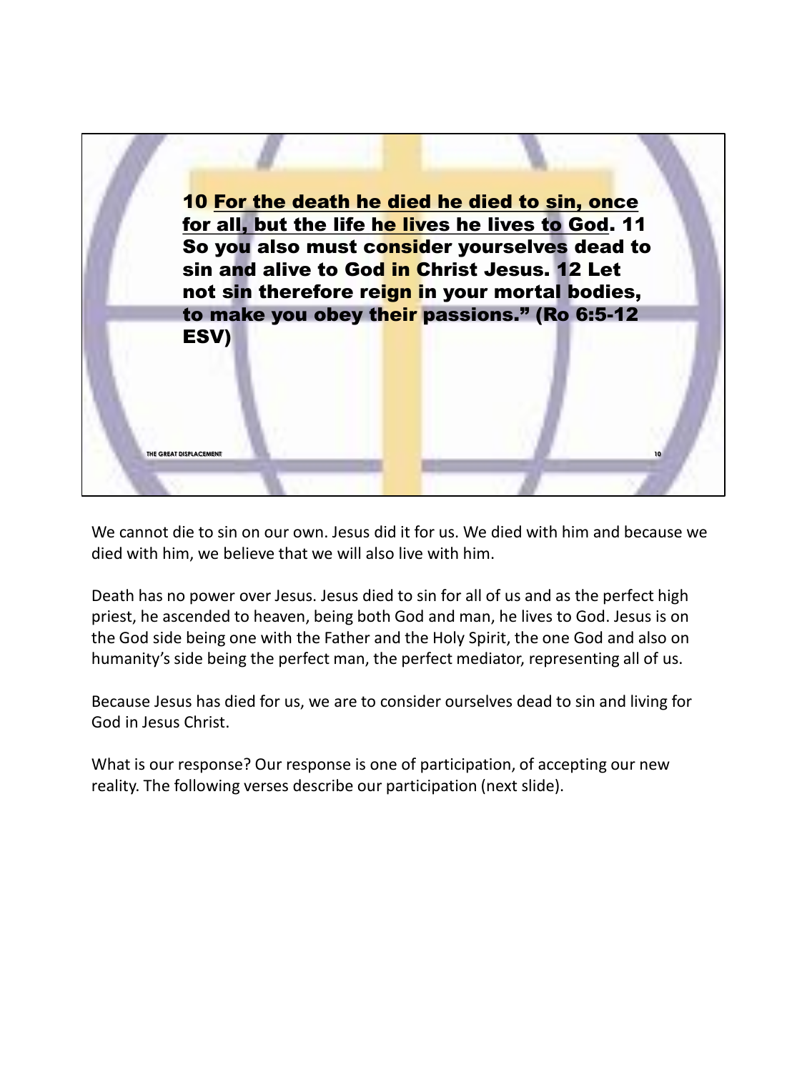**10 <u>For the death he died he died to sin, once for all, but the life he lives he lives to God</u>. 11 So you also must consider yourselves dead to sin and alive to God in Christ Jesus. 12 Let not sin therefore reign in your mortal bodies, to make you obey their passions." (Ro 6:5-12 ESV)**

We cannot die to sin on our own. Jesus did it for us. We died with him and because we died with him, we believe that we will also live with him.

Death has no power over Jesus. Jesus died to sin for all of us and as the perfect high priest, he ascended to heaven, being both God and man, he lives to God. Jesus is on the God side being one with the Father and the Holy Spirit, the one God and also on humanity's side being the perfect man, the perfect mediator, representing all of us.

Because Jesus has died for us, we are to consider ourselves dead to sin and living for God in Jesus Christ.

What is our response? Our response is one of participation, of accepting our new reality. The following verses describe our participation (next slide).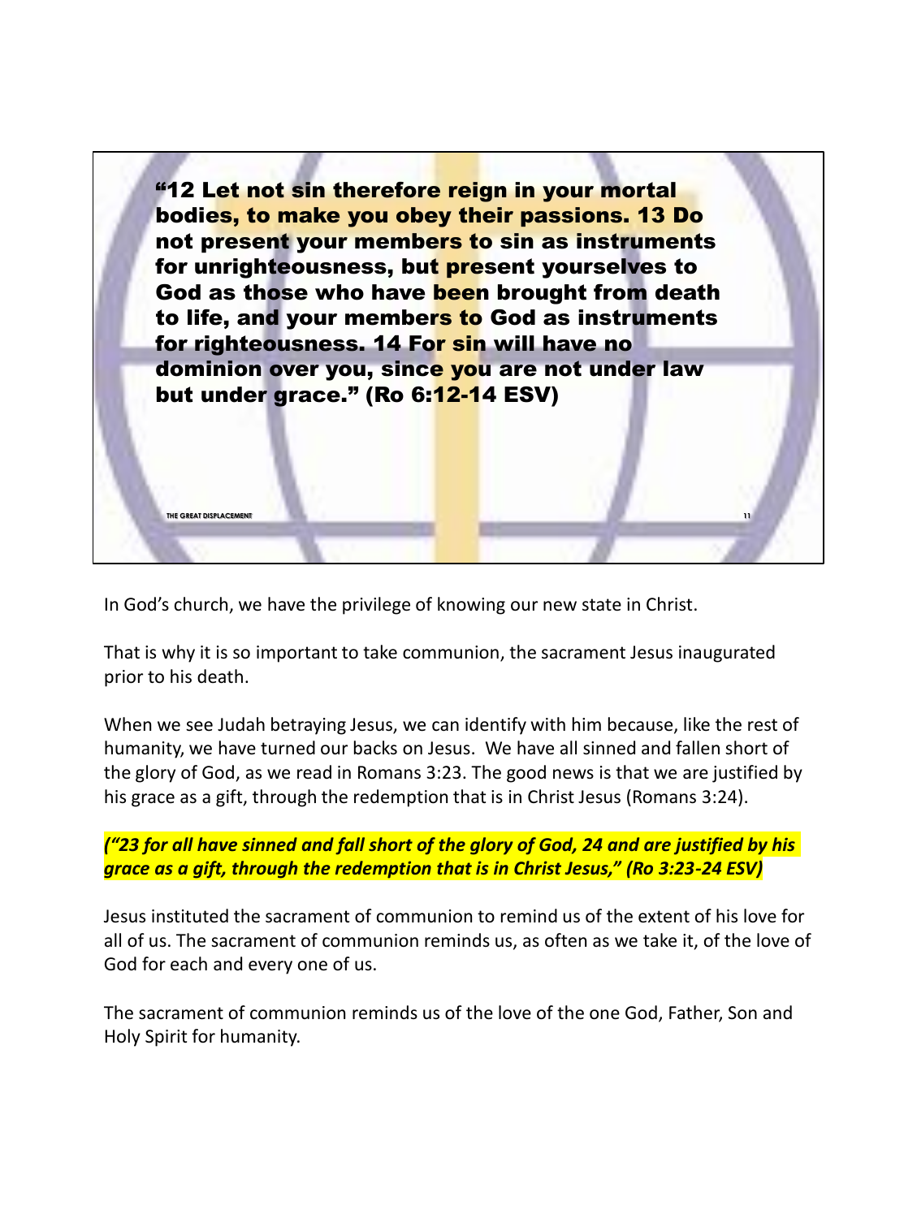**“12 Let not sin therefore reign in your mortal bodies, to make you obey their passions. 13 Do not present your members to sin as instruments for unrighteousness, but present yourselves to God as those who have been brought from death to life, and your members to God as instruments for righteousness. 14 For sin will have no dominion over you, since you are not under law but under grace.” (Ro 6:12-14 ESV)**

In God’s church, we have the privilege of knowing our new state in Christ.

That is why it is so important to take communion, the sacrament Jesus inaugurated prior to his death.

When we see Judah betraying Jesus, we can identify with him because, like the rest of humanity, we have turned our backs on Jesus. We have all sinned and fallen short of the glory of God, as we read in Romans 3:23. The good news is that we are justified by his grace as a gift, through the redemption that is in Christ Jesus (Romans 3:24).

***(“23 for all have sinned and fall short of the glory of God, 24 and are justified by his grace as a gift, through the redemption that is in Christ Jesus,” (Ro 3:23-24 ESV)***

Jesus instituted the sacrament of communion to remind us of the extent of his love for all of us. The sacrament of communion reminds us, as often as we take it, of the love of God for each and every one of us.

The sacrament of communion reminds us of the love of the one God, Father, Son and Holy Spirit for humanity.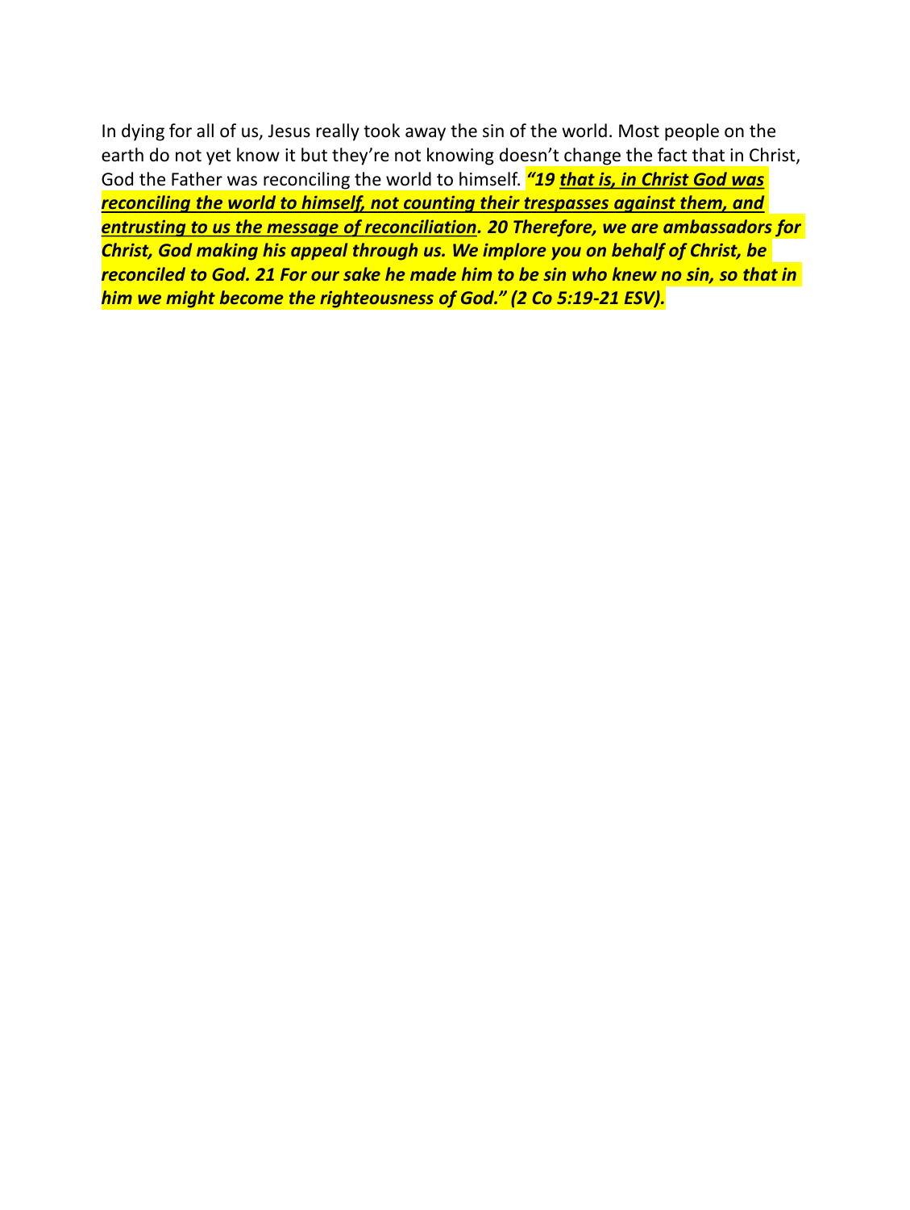In dying for all of us, Jesus really took away the sin of the world. Most people on the earth do not yet know it but they're not knowing doesn't change the fact that in Christ, God the Father was reconciling the world to himself. ***"19 <u>that is, in Christ God was reconciling the world to himself, not counting their trespasses against them, and entrusting to us the message of reconciliation</u>. 20 Therefore, we are ambassadors for Christ, God making his appeal through us. We implore you on behalf of Christ, be reconciled to God. 21 For our sake he made him to be sin who knew no sin, so that in him we might become the righteousness of God." (2 Co 5:19-21 ESV).***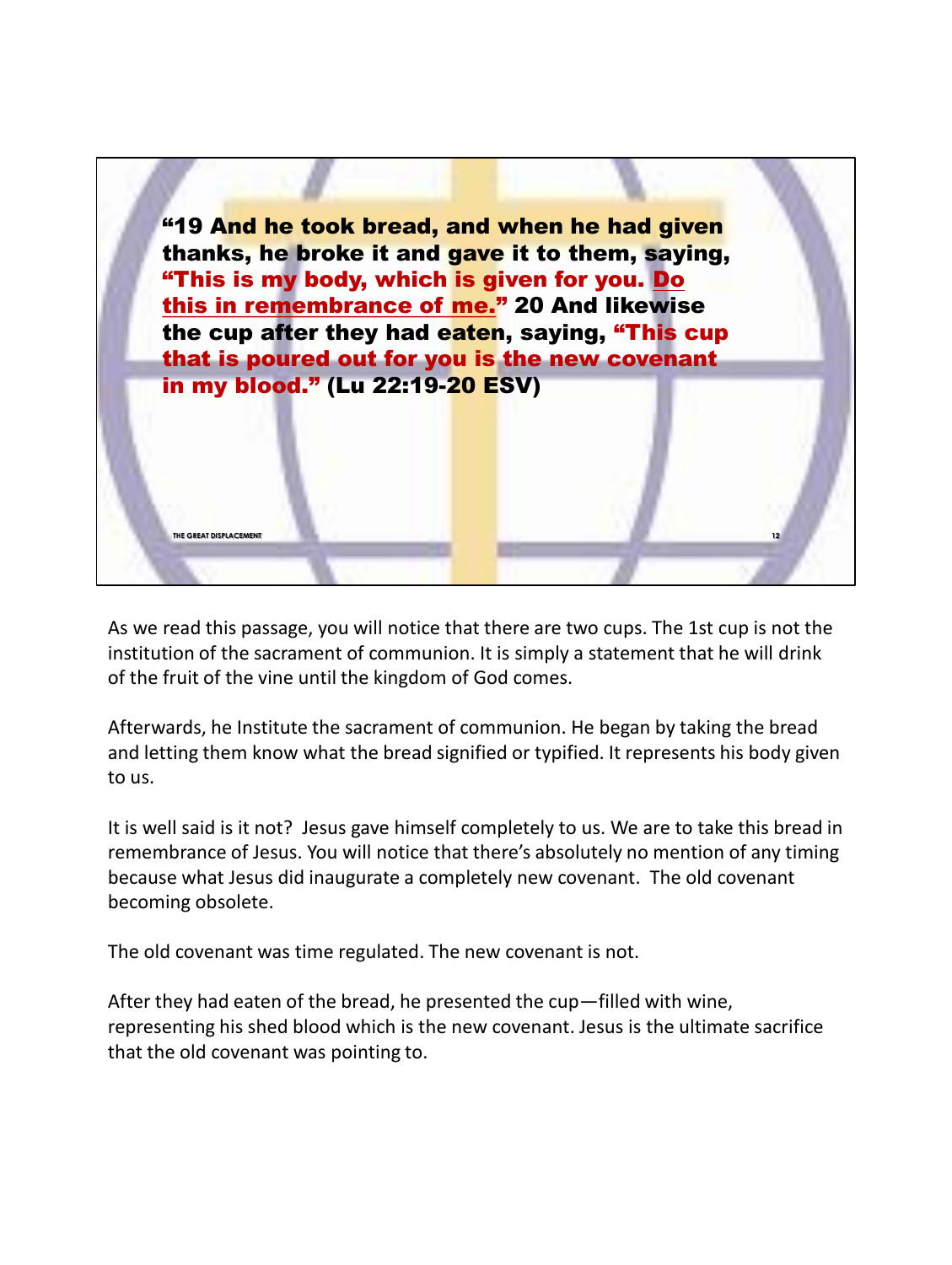**“19 And he took bread, and when he had given thanks, he broke it and gave it to them, saying, “This is my body, which is given for you. <u>Do this in remembrance of me.</u>” 20 And likewise the cup after they had eaten, saying, “This cup that is poured out for you is the new covenant in my blood.” (Lu 22:19-20 ESV)**

As we read this passage, you will notice that there are two cups. The 1st cup is not the institution of the sacrament of communion. It is simply a statement that he will drink of the fruit of the vine until the kingdom of God comes.

Afterwards, he Institute the sacrament of communion. He began by taking the bread and letting them know what the bread signified or typified. It represents his body given to us.

It is well said is it not? Jesus gave himself completely to us. We are to take this bread in remembrance of Jesus. You will notice that there’s absolutely no mention of any timing because what Jesus did inaugurate a completely new covenant. The old covenant becoming obsolete.

The old covenant was time regulated. The new covenant is not.

After they had eaten of the bread, he presented the cup—filled with wine, representing his shed blood which is the new covenant. Jesus is the ultimate sacrifice that the old covenant was pointing to.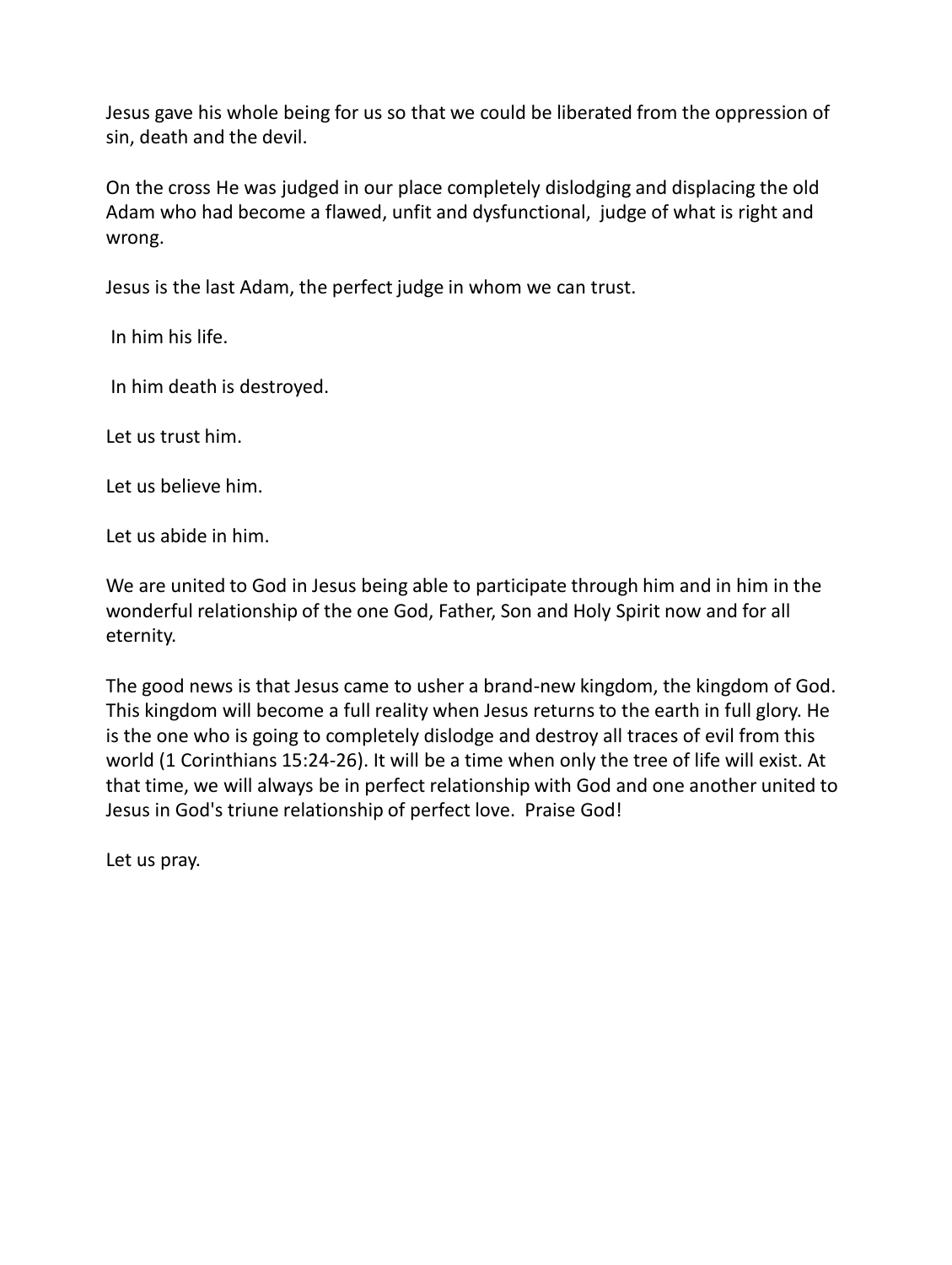Jesus gave his whole being for us so that we could be liberated from the oppression of sin, death and the devil.

On the cross He was judged in our place completely dislodging and displacing the old Adam who had become a flawed, unfit and dysfunctional, judge of what is right and wrong.

Jesus is the last Adam, the perfect judge in whom we can trust.

In him his life.

In him death is destroyed.

Let us trust him.

Let us believe him.

Let us abide in him.

We are united to God in Jesus being able to participate through him and in him in the wonderful relationship of the one God, Father, Son and Holy Spirit now and for all eternity.

The good news is that Jesus came to usher a brand-new kingdom, the kingdom of God. This kingdom will become a full reality when Jesus returns to the earth in full glory. He is the one who is going to completely dislodge and destroy all traces of evil from this world (1 Corinthians 15:24-26). It will be a time when only the tree of life will exist. At that time, we will always be in perfect relationship with God and one another united to Jesus in God's triune relationship of perfect love. Praise God!

Let us pray.